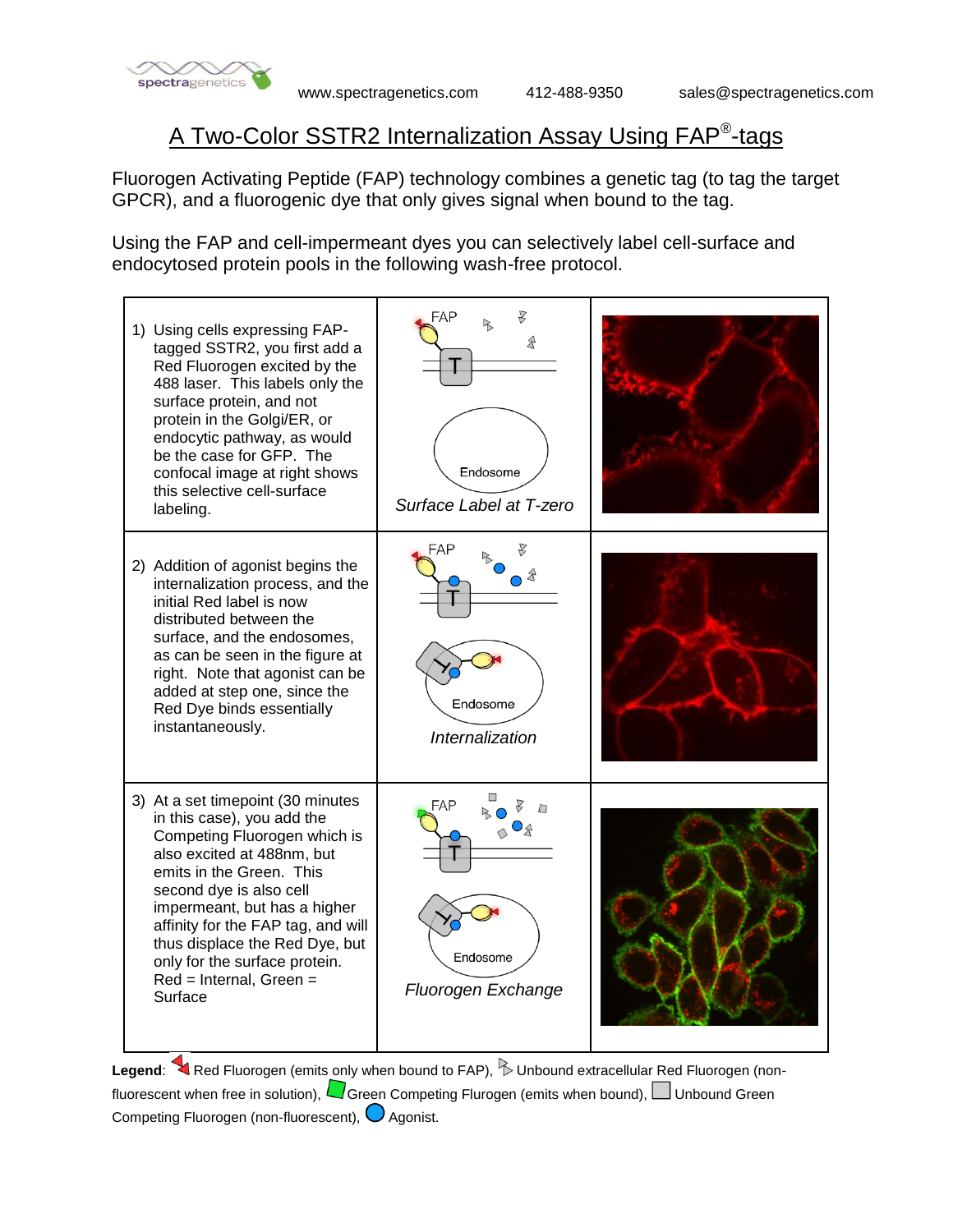spectragenetics    www.spectragenetics.com    412-488-9350    sales@spectragenetics.com

# A Two-Color SSTR2 Internalization Assay Using FAP®-tags

Fluorogen Activating Peptide (FAP) technology combines a genetic tag (to tag the target GPCR), and a fluorogenic dye that only gives signal when bound to the tag.

Using the FAP and cell-impermeant dyes you can selectively label cell-surface and endocytosed protein pools in the following wash-free protocol.

| | | |
|---|---|---|
| 1) Using cells expressing FAP-tagged SSTR2, you first add a Red Fluorogen excited by the 488 laser. This labels only the surface protein, and not protein in the Golgi/ER, or endocytic pathway, as would be the case for GFP. The confocal image at right shows this selective cell-surface labeling. | FAP, T, Endosome<br>*Surface Label at T-zero* | |
| 2) Addition of agonist begins the internalization process, and the initial Red label is now distributed between the surface, and the endosomes, as can be seen in the figure at right. Note that agonist can be added at step one, since the Red Dye binds essentially instantaneously. | FAP, T, Endosome<br>*Internalization* | |
| 3) At a set timepoint (30 minutes in this case), you add the Competing Fluorogen which is also excited at 488nm, but emits in the Green. This second dye is also cell impermeant, but has a higher affinity for the FAP tag, and will thus displace the Red Dye, but only for the surface protein. Red = Internal, Green = Surface | FAP, T, Endosome<br>*Fluorogen Exchange* | |

**Legend**: Red Fluorogen (emits only when bound to FAP), Unbound extracellular Red Fluorogen (non-fluorescent when free in solution), Green Competing Flurogen (emits when bound), Unbound Green Competing Fluorogen (non-fluorescent), Agonist.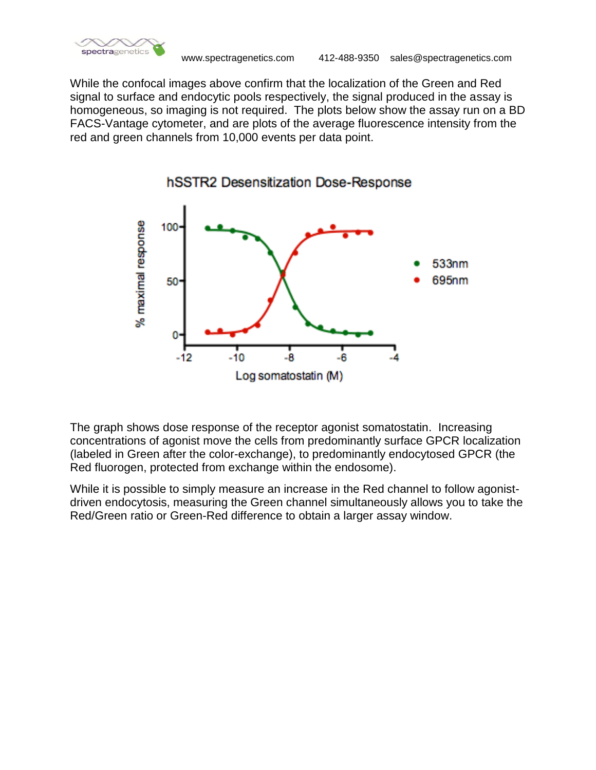While the confocal images above confirm that the localization of the Green and Red signal to surface and endocytic pools respectively, the signal produced in the assay is homogeneous, so imaging is not required. The plots below show the assay run on a BD FACS-Vantage cytometer, and are plots of the average fluorescence intensity from the red and green channels from 10,000 events per data point.

The graph shows dose response of the receptor agonist somatostatin. Increasing concentrations of agonist move the cells from predominantly surface GPCR localization (labeled in Green after the color-exchange), to predominantly endocytosed GPCR (the Red fluorogen, protected from exchange within the endosome).

While it is possible to simply measure an increase in the Red channel to follow agonist-driven endocytosis, measuring the Green channel simultaneously allows you to take the Red/Green ratio or Green-Red difference to obtain a larger assay window.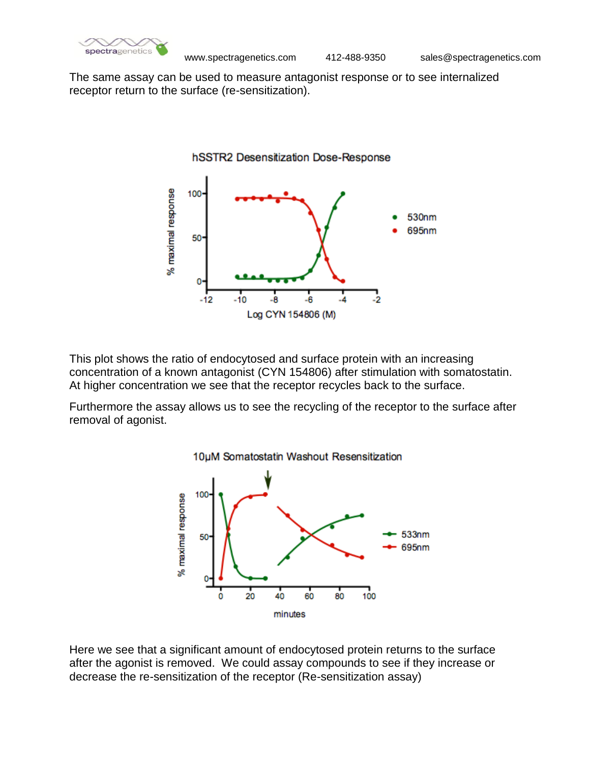The same assay can be used to measure antagonist response or to see internalized receptor return to the surface (re-sensitization).

This plot shows the ratio of endocytosed and surface protein with an increasing concentration of a known antagonist (CYN 154806) after stimulation with somatostatin. At higher concentration we see that the receptor recycles back to the surface.

Furthermore the assay allows us to see the recycling of the receptor to the surface after removal of agonist.

Here we see that a significant amount of endocytosed protein returns to the surface after the agonist is removed. We could assay compounds to see if they increase or decrease the re-sensitization of the receptor (Re-sensitization assay)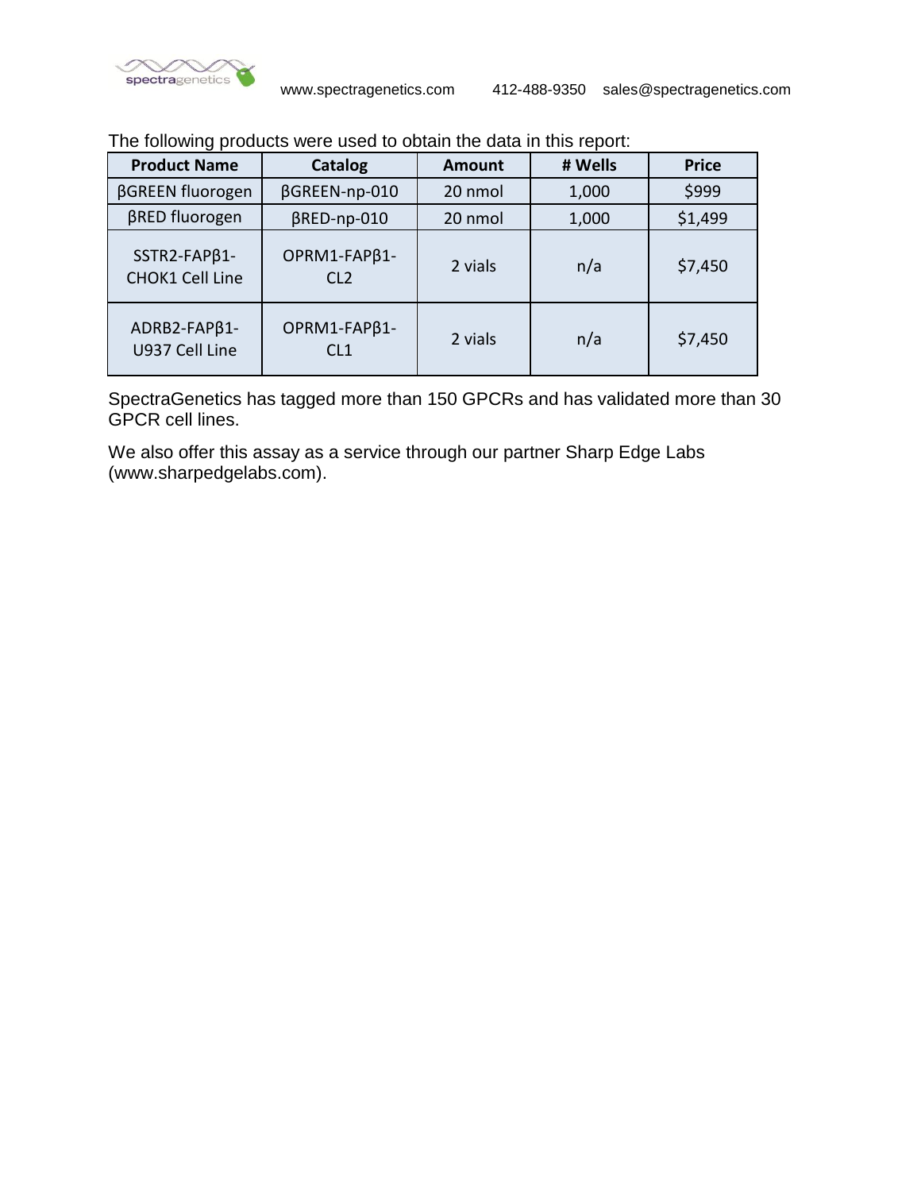The following products were used to obtain the data in this report:

| Product Name | Catalog | Amount | # Wells | Price |
|---|---|---|---|---|
| βGREEN fluorogen | βGREEN-np-010 | 20 nmol | 1,000 | $999 |
| βRED fluorogen | βRED-np-010 | 20 nmol | 1,000 | $1,499 |
| SSTR2-FAPβ1-CHOK1 Cell Line | OPRM1-FAPβ1-CL2 | 2 vials | n/a | $7,450 |
| ADRB2-FAPβ1-U937 Cell Line | OPRM1-FAPβ1-CL1 | 2 vials | n/a | $7,450 |

SpectraGenetics has tagged more than 150 GPCRs and has validated more than 30 GPCR cell lines.

We also offer this assay as a service through our partner Sharp Edge Labs (www.sharpedgelabs.com).